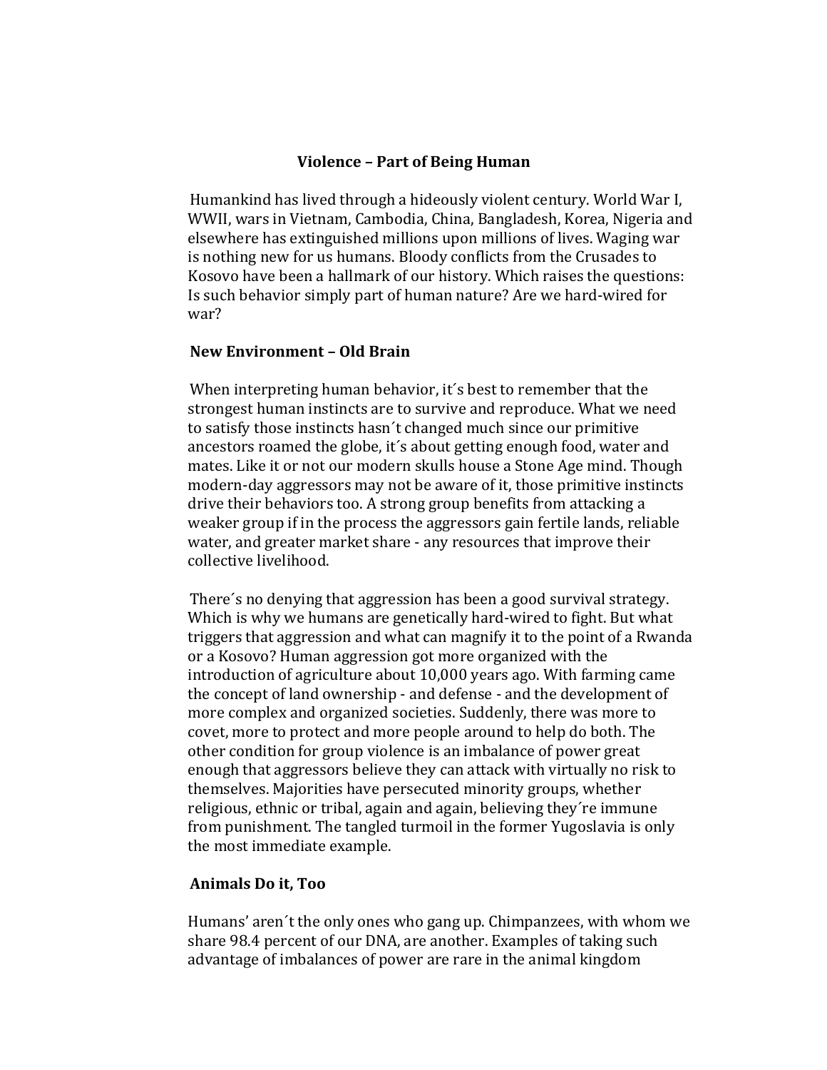# Violence – Part of Being Human

Humankind has lived through a hideously violent century. World War I, WWII, wars in Vietnam, Cambodia, China, Bangladesh, Korea, Nigeria and elsewhere has extinguished millions upon millions of lives. Waging war is nothing new for us humans. Bloody conflicts from the Crusades to Kosovo have been a hallmark of our history. Which raises the questions: Is such behavior simply part of human nature? Are we hard-wired for war?

## New Environment – Old Brain

When interpreting human behavior, it´s best to remember that the strongest human instincts are to survive and reproduce. What we need to satisfy those instincts hasn´t changed much since our primitive ancestors roamed the globe, it´s about getting enough food, water and mates. Like it or not our modern skulls house a Stone Age mind. Though modern-day aggressors may not be aware of it, those primitive instincts drive their behaviors too. A strong group benefits from attacking a weaker group if in the process the aggressors gain fertile lands, reliable water, and greater market share - any resources that improve their collective livelihood.

There´s no denying that aggression has been a good survival strategy. Which is why we humans are genetically hard-wired to fight. But what triggers that aggression and what can magnify it to the point of a Rwanda or a Kosovo? Human aggression got more organized with the introduction of agriculture about 10,000 years ago. With farming came the concept of land ownership - and defense - and the development of more complex and organized societies. Suddenly, there was more to covet, more to protect and more people around to help do both. The other condition for group violence is an imbalance of power great enough that aggressors believe they can attack with virtually no risk to themselves. Majorities have persecuted minority groups, whether religious, ethnic or tribal, again and again, believing they´re immune from punishment. The tangled turmoil in the former Yugoslavia is only the most immediate example.

## Animals Do it, Too

Humans' aren´t the only ones who gang up. Chimpanzees, with whom we share 98.4 percent of our DNA, are another. Examples of taking such advantage of imbalances of power are rare in the animal kingdom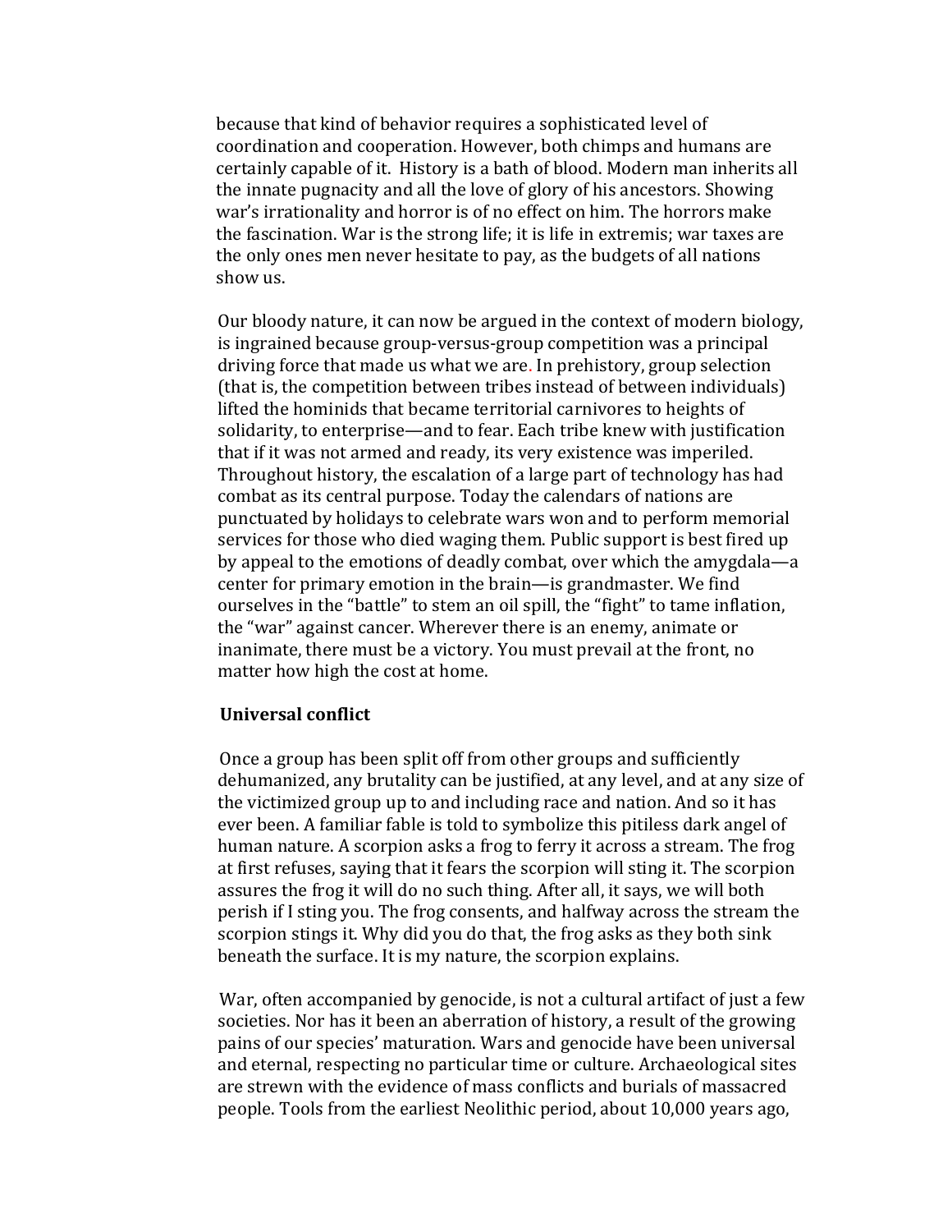because that kind of behavior requires a sophisticated level of coordination and cooperation. However, both chimps and humans are certainly capable of it. History is a bath of blood. Modern man inherits all the innate pugnacity and all the love of glory of his ancestors. Showing war's irrationality and horror is of no effect on him. The horrors make the fascination. War is the strong life; it is life in extremis; war taxes are the only ones men never hesitate to pay, as the budgets of all nations show us.

Our bloody nature, it can now be argued in the context of modern biology, is ingrained because group-versus-group competition was a principal driving force that made us what we are. In prehistory, group selection (that is, the competition between tribes instead of between individuals) lifted the hominids that became territorial carnivores to heights of solidarity, to enterprise—and to fear. Each tribe knew with justification that if it was not armed and ready, its very existence was imperiled. Throughout history, the escalation of a large part of technology has had combat as its central purpose. Today the calendars of nations are punctuated by holidays to celebrate wars won and to perform memorial services for those who died waging them. Public support is best fired up by appeal to the emotions of deadly combat, over which the amygdala—a center for primary emotion in the brain—is grandmaster. We find ourselves in the "battle" to stem an oil spill, the "fight" to tame inflation, the "war" against cancer. Wherever there is an enemy, animate or inanimate, there must be a victory. You must prevail at the front, no matter how high the cost at home.

**Universal conflict**

Once a group has been split off from other groups and sufficiently dehumanized, any brutality can be justified, at any level, and at any size of the victimized group up to and including race and nation. And so it has ever been. A familiar fable is told to symbolize this pitiless dark angel of human nature. A scorpion asks a frog to ferry it across a stream. The frog at first refuses, saying that it fears the scorpion will sting it. The scorpion assures the frog it will do no such thing. After all, it says, we will both perish if I sting you. The frog consents, and halfway across the stream the scorpion stings it. Why did you do that, the frog asks as they both sink beneath the surface. It is my nature, the scorpion explains.

War, often accompanied by genocide, is not a cultural artifact of just a few societies. Nor has it been an aberration of history, a result of the growing pains of our species' maturation. Wars and genocide have been universal and eternal, respecting no particular time or culture. Archaeological sites are strewn with the evidence of mass conflicts and burials of massacred people. Tools from the earliest Neolithic period, about 10,000 years ago,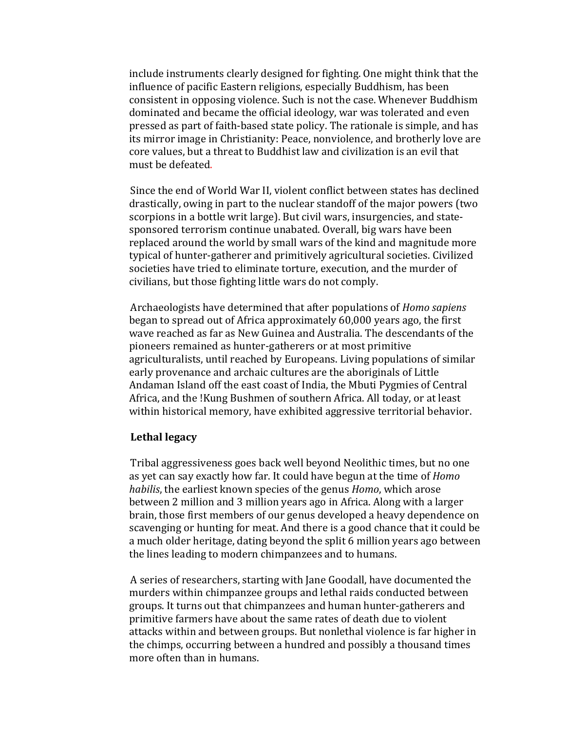include instruments clearly designed for fighting. One might think that the influence of pacific Eastern religions, especially Buddhism, has been consistent in opposing violence. Such is not the case. Whenever Buddhism dominated and became the official ideology, war was tolerated and even pressed as part of faith-based state policy. The rationale is simple, and has its mirror image in Christianity: Peace, nonviolence, and brotherly love are core values, but a threat to Buddhist law and civilization is an evil that must be defeated.

Since the end of World War II, violent conflict between states has declined drastically, owing in part to the nuclear standoff of the major powers (two scorpions in a bottle writ large). But civil wars, insurgencies, and state-sponsored terrorism continue unabated. Overall, big wars have been replaced around the world by small wars of the kind and magnitude more typical of hunter-gatherer and primitively agricultural societies. Civilized societies have tried to eliminate torture, execution, and the murder of civilians, but those fighting little wars do not comply.

Archaeologists have determined that after populations of *Homo sapiens* began to spread out of Africa approximately 60,000 years ago, the first wave reached as far as New Guinea and Australia. The descendants of the pioneers remained as hunter-gatherers or at most primitive agriculturalists, until reached by Europeans. Living populations of similar early provenance and archaic cultures are the aboriginals of Little Andaman Island off the east coast of India, the Mbuti Pygmies of Central Africa, and the !Kung Bushmen of southern Africa. All today, or at least within historical memory, have exhibited aggressive territorial behavior.

**Lethal legacy**

Tribal aggressiveness goes back well beyond Neolithic times, but no one as yet can say exactly how far. It could have begun at the time of *Homo habilis*, the earliest known species of the genus *Homo*, which arose between 2 million and 3 million years ago in Africa. Along with a larger brain, those first members of our genus developed a heavy dependence on scavenging or hunting for meat. And there is a good chance that it could be a much older heritage, dating beyond the split 6 million years ago between the lines leading to modern chimpanzees and to humans.

A series of researchers, starting with Jane Goodall, have documented the murders within chimpanzee groups and lethal raids conducted between groups. It turns out that chimpanzees and human hunter-gatherers and primitive farmers have about the same rates of death due to violent attacks within and between groups. But nonlethal violence is far higher in the chimps, occurring between a hundred and possibly a thousand times more often than in humans.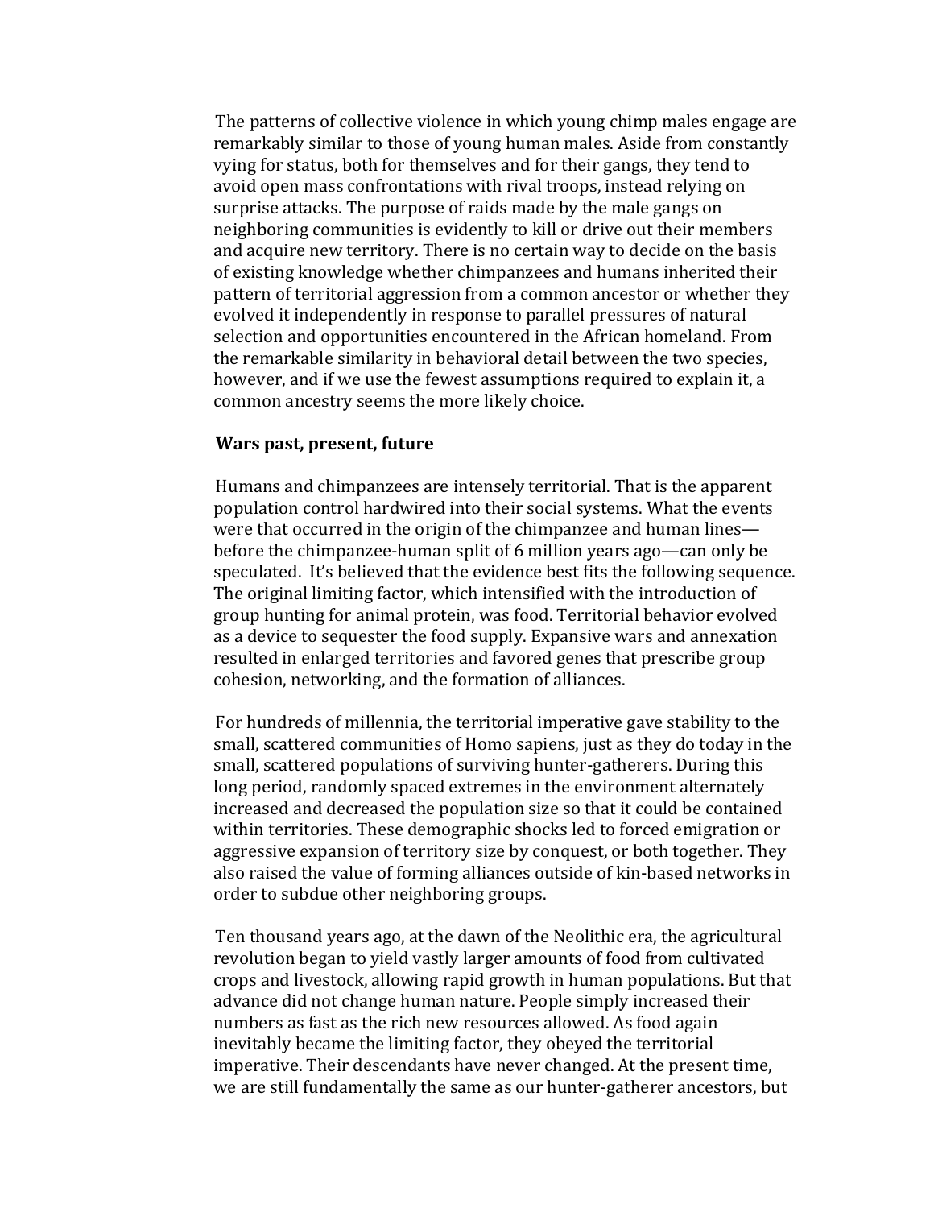The patterns of collective violence in which young chimp males engage are remarkably similar to those of young human males. Aside from constantly vying for status, both for themselves and for their gangs, they tend to avoid open mass confrontations with rival troops, instead relying on surprise attacks. The purpose of raids made by the male gangs on neighboring communities is evidently to kill or drive out their members and acquire new territory. There is no certain way to decide on the basis of existing knowledge whether chimpanzees and humans inherited their pattern of territorial aggression from a common ancestor or whether they evolved it independently in response to parallel pressures of natural selection and opportunities encountered in the African homeland. From the remarkable similarity in behavioral detail between the two species, however, and if we use the fewest assumptions required to explain it, a common ancestry seems the more likely choice.

**Wars past, present, future**

Humans and chimpanzees are intensely territorial. That is the apparent population control hardwired into their social systems. What the events were that occurred in the origin of the chimpanzee and human lines—before the chimpanzee-human split of 6 million years ago—can only be speculated. It's believed that the evidence best fits the following sequence. The original limiting factor, which intensified with the introduction of group hunting for animal protein, was food. Territorial behavior evolved as a device to sequester the food supply. Expansive wars and annexation resulted in enlarged territories and favored genes that prescribe group cohesion, networking, and the formation of alliances.

For hundreds of millennia, the territorial imperative gave stability to the small, scattered communities of Homo sapiens, just as they do today in the small, scattered populations of surviving hunter-gatherers. During this long period, randomly spaced extremes in the environment alternately increased and decreased the population size so that it could be contained within territories. These demographic shocks led to forced emigration or aggressive expansion of territory size by conquest, or both together. They also raised the value of forming alliances outside of kin-based networks in order to subdue other neighboring groups.

Ten thousand years ago, at the dawn of the Neolithic era, the agricultural revolution began to yield vastly larger amounts of food from cultivated crops and livestock, allowing rapid growth in human populations. But that advance did not change human nature. People simply increased their numbers as fast as the rich new resources allowed. As food again inevitably became the limiting factor, they obeyed the territorial imperative. Their descendants have never changed. At the present time, we are still fundamentally the same as our hunter-gatherer ancestors, but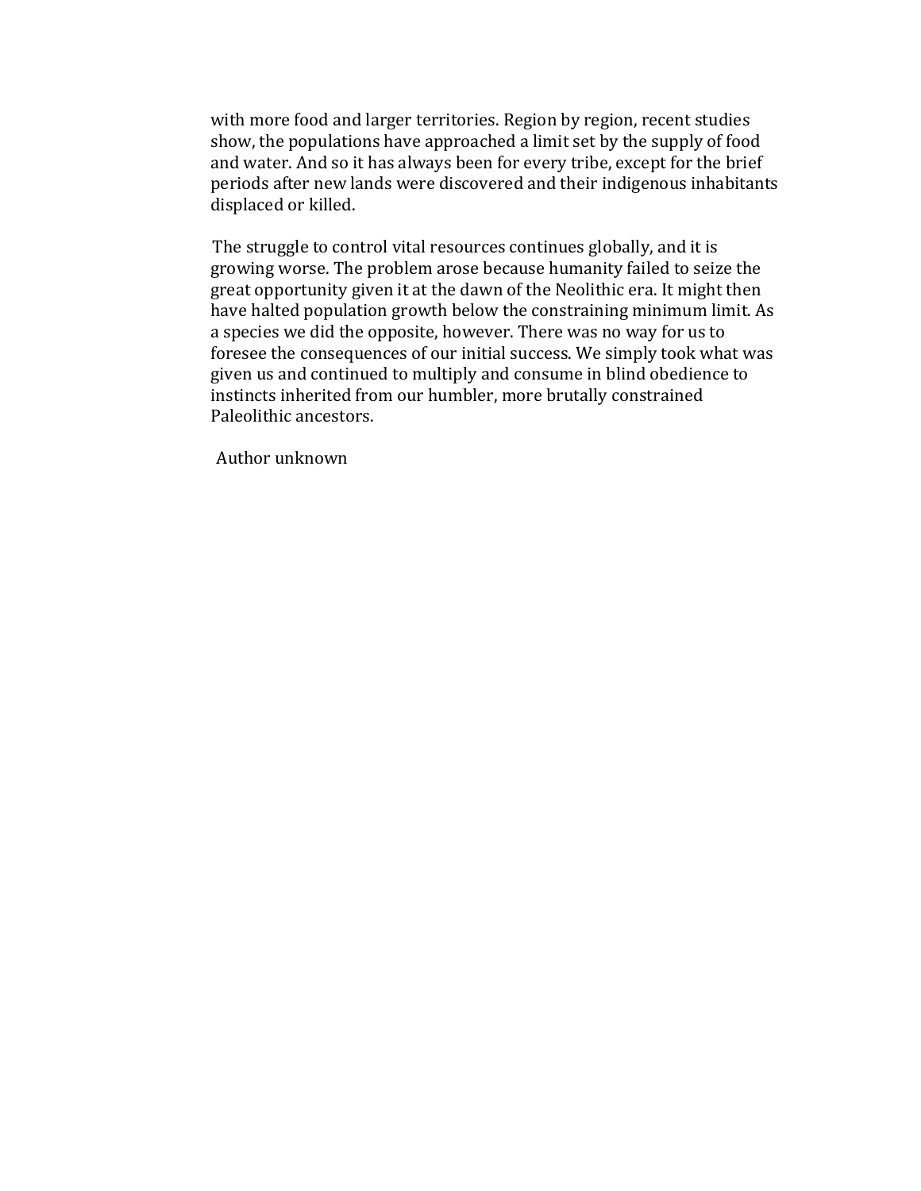with more food and larger territories. Region by region, recent studies show, the populations have approached a limit set by the supply of food and water. And so it has always been for every tribe, except for the brief periods after new lands were discovered and their indigenous inhabitants displaced or killed.

The struggle to control vital resources continues globally, and it is growing worse. The problem arose because humanity failed to seize the great opportunity given it at the dawn of the Neolithic era. It might then have halted population growth below the constraining minimum limit. As a species we did the opposite, however. There was no way for us to foresee the consequences of our initial success. We simply took what was given us and continued to multiply and consume in blind obedience to instincts inherited from our humbler, more brutally constrained Paleolithic ancestors.

Author unknown